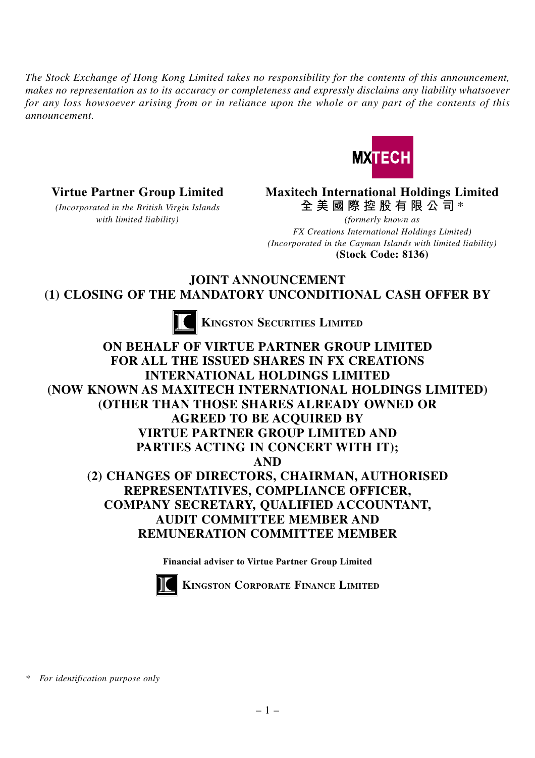*The Stock Exchange of Hong Kong Limited takes no responsibility for the contents of this announcement, makes no representation as to its accuracy or completeness and expressly disclaims any liability whatsoever for any loss howsoever arising from or in reliance upon the whole or any part of the contents of this announcement.*

MXTECH

**Virtue Partner Group Limited**

*(Incorporated in the British Virgin Islands with limited liability)*

**Maxitech International Holdings Limited**

**全美國際控股有限公司***

*(formerly known as FX Creations International Holdings Limited)*

*(Incorporated in the Cayman Islands with limited liability)*

**(Stock Code: 8136)**

# JOINT ANNOUNCEMENT
# (1) CLOSING OF THE MANDATORY UNCONDITIONAL CASH OFFER BY

**KINGSTON SECURITIES LIMITED**

# ON BEHALF OF VIRTUE PARTNER GROUP LIMITED FOR ALL THE ISSUED SHARES IN FX CREATIONS INTERNATIONAL HOLDINGS LIMITED (NOW KNOWN AS MAXITECH INTERNATIONAL HOLDINGS LIMITED) (OTHER THAN THOSE SHARES ALREADY OWNED OR AGREED TO BE ACQUIRED BY VIRTUE PARTNER GROUP LIMITED AND PARTIES ACTING IN CONCERT WITH IT); AND (2) CHANGES OF DIRECTORS, CHAIRMAN, AUTHORISED REPRESENTATIVES, COMPLIANCE OFFICER, COMPANY SECRETARY, QUALIFIED ACCOUNTANT, AUDIT COMMITTEE MEMBER AND REMUNERATION COMMITTEE MEMBER

**Financial adviser to Virtue Partner Group Limited**

**KINGSTON CORPORATE FINANCE LIMITED**

\* *For identification purpose only*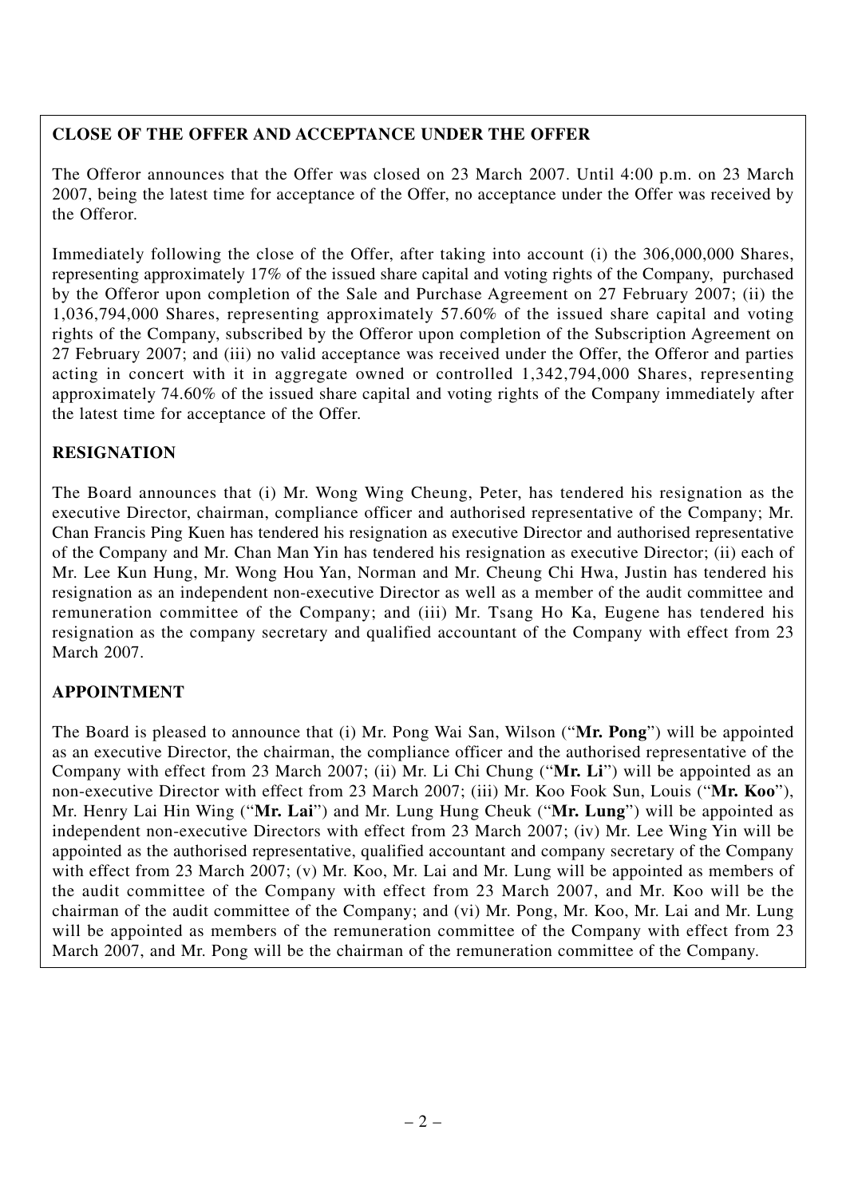## CLOSE OF THE OFFER AND ACCEPTANCE UNDER THE OFFER

The Offeror announces that the Offer was closed on 23 March 2007. Until 4:00 p.m. on 23 March 2007, being the latest time for acceptance of the Offer, no acceptance under the Offer was received by the Offeror.

Immediately following the close of the Offer, after taking into account (i) the 306,000,000 Shares, representing approximately 17% of the issued share capital and voting rights of the Company, purchased by the Offeror upon completion of the Sale and Purchase Agreement on 27 February 2007; (ii) the 1,036,794,000 Shares, representing approximately 57.60% of the issued share capital and voting rights of the Company, subscribed by the Offeror upon completion of the Subscription Agreement on 27 February 2007; and (iii) no valid acceptance was received under the Offer, the Offeror and parties acting in concert with it in aggregate owned or controlled 1,342,794,000 Shares, representing approximately 74.60% of the issued share capital and voting rights of the Company immediately after the latest time for acceptance of the Offer.

## RESIGNATION

The Board announces that (i) Mr. Wong Wing Cheung, Peter, has tendered his resignation as the executive Director, chairman, compliance officer and authorised representative of the Company; Mr. Chan Francis Ping Kuen has tendered his resignation as executive Director and authorised representative of the Company and Mr. Chan Man Yin has tendered his resignation as executive Director; (ii) each of Mr. Lee Kun Hung, Mr. Wong Hou Yan, Norman and Mr. Cheung Chi Hwa, Justin has tendered his resignation as an independent non-executive Director as well as a member of the audit committee and remuneration committee of the Company; and (iii) Mr. Tsang Ho Ka, Eugene has tendered his resignation as the company secretary and qualified accountant of the Company with effect from 23 March 2007.

## APPOINTMENT

The Board is pleased to announce that (i) Mr. Pong Wai San, Wilson ("**Mr. Pong**") will be appointed as an executive Director, the chairman, the compliance officer and the authorised representative of the Company with effect from 23 March 2007; (ii) Mr. Li Chi Chung ("**Mr. Li**") will be appointed as an non-executive Director with effect from 23 March 2007; (iii) Mr. Koo Fook Sun, Louis ("**Mr. Koo**"), Mr. Henry Lai Hin Wing ("**Mr. Lai**") and Mr. Lung Hung Cheuk ("**Mr. Lung**") will be appointed as independent non-executive Directors with effect from 23 March 2007; (iv) Mr. Lee Wing Yin will be appointed as the authorised representative, qualified accountant and company secretary of the Company with effect from 23 March 2007; (v) Mr. Koo, Mr. Lai and Mr. Lung will be appointed as members of the audit committee of the Company with effect from 23 March 2007, and Mr. Koo will be the chairman of the audit committee of the Company; and (vi) Mr. Pong, Mr. Koo, Mr. Lai and Mr. Lung will be appointed as members of the remuneration committee of the Company with effect from 23 March 2007, and Mr. Pong will be the chairman of the remuneration committee of the Company.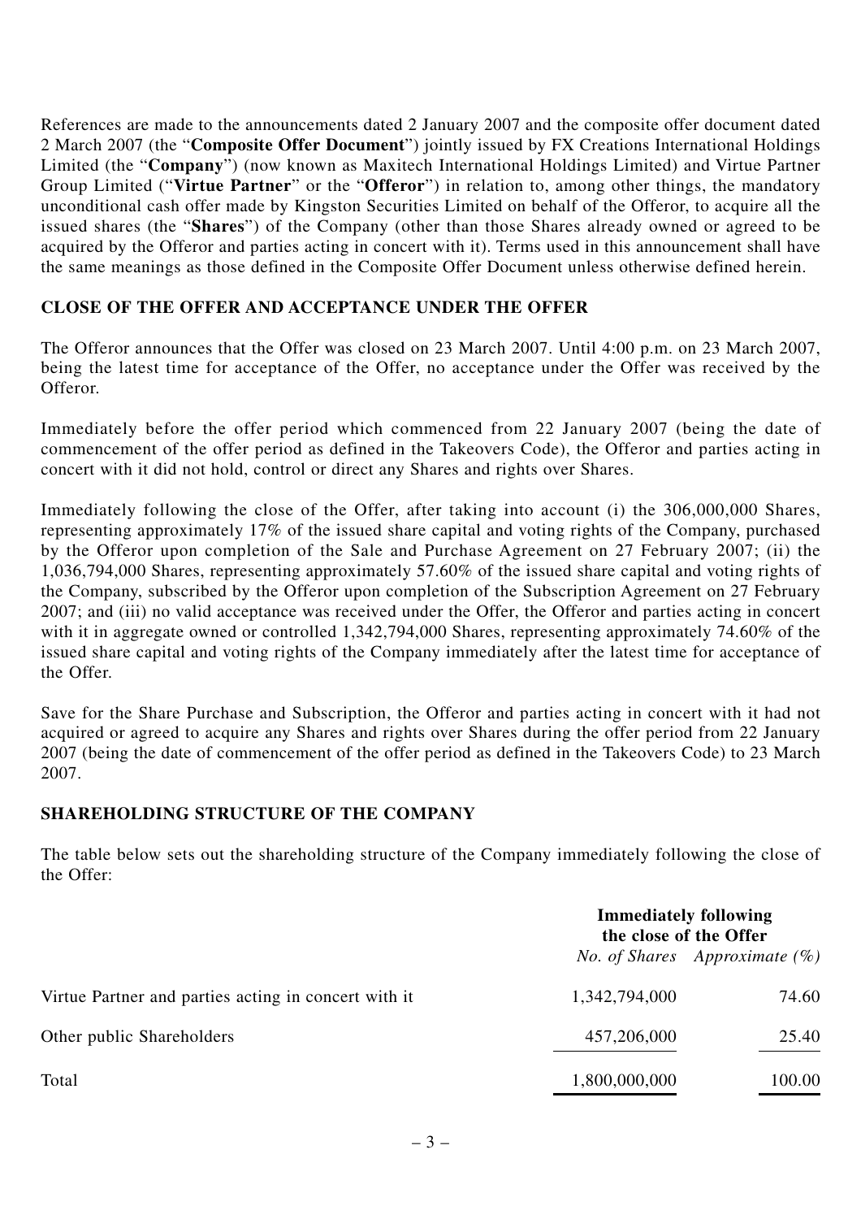References are made to the announcements dated 2 January 2007 and the composite offer document dated 2 March 2007 (the "**Composite Offer Document**") jointly issued by FX Creations International Holdings Limited (the "**Company**") (now known as Maxitech International Holdings Limited) and Virtue Partner Group Limited ("**Virtue Partner**" or the "**Offeror**") in relation to, among other things, the mandatory unconditional cash offer made by Kingston Securities Limited on behalf of the Offeror, to acquire all the issued shares (the "**Shares**") of the Company (other than those Shares already owned or agreed to be acquired by the Offeror and parties acting in concert with it). Terms used in this announcement shall have the same meanings as those defined in the Composite Offer Document unless otherwise defined herein.

## CLOSE OF THE OFFER AND ACCEPTANCE UNDER THE OFFER

The Offeror announces that the Offer was closed on 23 March 2007. Until 4:00 p.m. on 23 March 2007, being the latest time for acceptance of the Offer, no acceptance under the Offer was received by the Offeror.

Immediately before the offer period which commenced from 22 January 2007 (being the date of commencement of the offer period as defined in the Takeovers Code), the Offeror and parties acting in concert with it did not hold, control or direct any Shares and rights over Shares.

Immediately following the close of the Offer, after taking into account (i) the 306,000,000 Shares, representing approximately 17% of the issued share capital and voting rights of the Company, purchased by the Offeror upon completion of the Sale and Purchase Agreement on 27 February 2007; (ii) the 1,036,794,000 Shares, representing approximately 57.60% of the issued share capital and voting rights of the Company, subscribed by the Offeror upon completion of the Subscription Agreement on 27 February 2007; and (iii) no valid acceptance was received under the Offer, the Offeror and parties acting in concert with it in aggregate owned or controlled 1,342,794,000 Shares, representing approximately 74.60% of the issued share capital and voting rights of the Company immediately after the latest time for acceptance of the Offer.

Save for the Share Purchase and Subscription, the Offeror and parties acting in concert with it had not acquired or agreed to acquire any Shares and rights over Shares during the offer period from 22 January 2007 (being the date of commencement of the offer period as defined in the Takeovers Code) to 23 March 2007.

## SHAREHOLDING STRUCTURE OF THE COMPANY

The table below sets out the shareholding structure of the Company immediately following the close of the Offer:

| | **Immediately following the close of the Offer** | |
|---|---|---|
| | *No. of Shares* | *Approximate (%)* |
| Virtue Partner and parties acting in concert with it | 1,342,794,000 | 74.60 |
| Other public Shareholders | 457,206,000 | 25.40 |
| Total | 1,800,000,000 | 100.00 |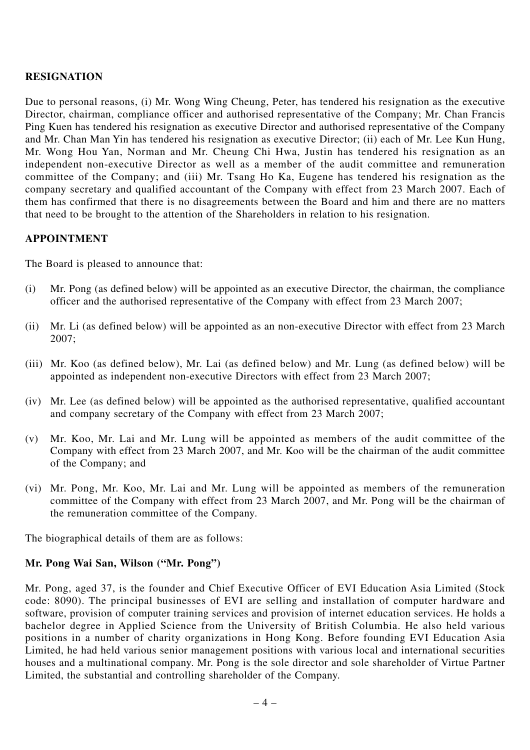## RESIGNATION

Due to personal reasons, (i) Mr. Wong Wing Cheung, Peter, has tendered his resignation as the executive Director, chairman, compliance officer and authorised representative of the Company; Mr. Chan Francis Ping Kuen has tendered his resignation as executive Director and authorised representative of the Company and Mr. Chan Man Yin has tendered his resignation as executive Director; (ii) each of Mr. Lee Kun Hung, Mr. Wong Hou Yan, Norman and Mr. Cheung Chi Hwa, Justin has tendered his resignation as an independent non-executive Director as well as a member of the audit committee and remuneration committee of the Company; and (iii) Mr. Tsang Ho Ka, Eugene has tendered his resignation as the company secretary and qualified accountant of the Company with effect from 23 March 2007. Each of them has confirmed that there is no disagreements between the Board and him and there are no matters that need to be brought to the attention of the Shareholders in relation to his resignation.

## APPOINTMENT

The Board is pleased to announce that:

(i) Mr. Pong (as defined below) will be appointed as an executive Director, the chairman, the compliance officer and the authorised representative of the Company with effect from 23 March 2007;

(ii) Mr. Li (as defined below) will be appointed as an non-executive Director with effect from 23 March 2007;

(iii) Mr. Koo (as defined below), Mr. Lai (as defined below) and Mr. Lung (as defined below) will be appointed as independent non-executive Directors with effect from 23 March 2007;

(iv) Mr. Lee (as defined below) will be appointed as the authorised representative, qualified accountant and company secretary of the Company with effect from 23 March 2007;

(v) Mr. Koo, Mr. Lai and Mr. Lung will be appointed as members of the audit committee of the Company with effect from 23 March 2007, and Mr. Koo will be the chairman of the audit committee of the Company; and

(vi) Mr. Pong, Mr. Koo, Mr. Lai and Mr. Lung will be appointed as members of the remuneration committee of the Company with effect from 23 March 2007, and Mr. Pong will be the chairman of the remuneration committee of the Company.

The biographical details of them are as follows:

**Mr. Pong Wai San, Wilson ("Mr. Pong")**

Mr. Pong, aged 37, is the founder and Chief Executive Officer of EVI Education Asia Limited (Stock code: 8090). The principal businesses of EVI are selling and installation of computer hardware and software, provision of computer training services and provision of internet education services. He holds a bachelor degree in Applied Science from the University of British Columbia. He also held various positions in a number of charity organizations in Hong Kong. Before founding EVI Education Asia Limited, he had held various senior management positions with various local and international securities houses and a multinational company. Mr. Pong is the sole director and sole shareholder of Virtue Partner Limited, the substantial and controlling shareholder of the Company.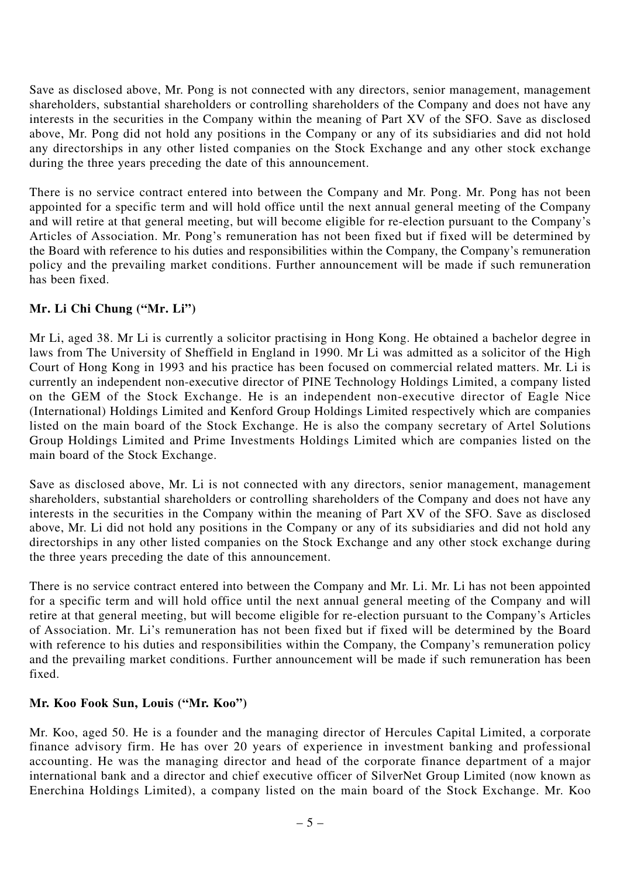Save as disclosed above, Mr. Pong is not connected with any directors, senior management, management shareholders, substantial shareholders or controlling shareholders of the Company and does not have any interests in the securities in the Company within the meaning of Part XV of the SFO. Save as disclosed above, Mr. Pong did not hold any positions in the Company or any of its subsidiaries and did not hold any directorships in any other listed companies on the Stock Exchange and any other stock exchange during the three years preceding the date of this announcement.

There is no service contract entered into between the Company and Mr. Pong. Mr. Pong has not been appointed for a specific term and will hold office until the next annual general meeting of the Company and will retire at that general meeting, but will become eligible for re-election pursuant to the Company's Articles of Association. Mr. Pong's remuneration has not been fixed but if fixed will be determined by the Board with reference to his duties and responsibilities within the Company, the Company's remuneration policy and the prevailing market conditions. Further announcement will be made if such remuneration has been fixed.

**Mr. Li Chi Chung ("Mr. Li")**

Mr Li, aged 38. Mr Li is currently a solicitor practising in Hong Kong. He obtained a bachelor degree in laws from The University of Sheffield in England in 1990. Mr Li was admitted as a solicitor of the High Court of Hong Kong in 1993 and his practice has been focused on commercial related matters. Mr. Li is currently an independent non-executive director of PINE Technology Holdings Limited, a company listed on the GEM of the Stock Exchange. He is an independent non-executive director of Eagle Nice (International) Holdings Limited and Kenford Group Holdings Limited respectively which are companies listed on the main board of the Stock Exchange. He is also the company secretary of Artel Solutions Group Holdings Limited and Prime Investments Holdings Limited which are companies listed on the main board of the Stock Exchange.

Save as disclosed above, Mr. Li is not connected with any directors, senior management, management shareholders, substantial shareholders or controlling shareholders of the Company and does not have any interests in the securities in the Company within the meaning of Part XV of the SFO. Save as disclosed above, Mr. Li did not hold any positions in the Company or any of its subsidiaries and did not hold any directorships in any other listed companies on the Stock Exchange and any other stock exchange during the three years preceding the date of this announcement.

There is no service contract entered into between the Company and Mr. Li. Mr. Li has not been appointed for a specific term and will hold office until the next annual general meeting of the Company and will retire at that general meeting, but will become eligible for re-election pursuant to the Company's Articles of Association. Mr. Li's remuneration has not been fixed but if fixed will be determined by the Board with reference to his duties and responsibilities within the Company, the Company's remuneration policy and the prevailing market conditions. Further announcement will be made if such remuneration has been fixed.

**Mr. Koo Fook Sun, Louis ("Mr. Koo")**

Mr. Koo, aged 50. He is a founder and the managing director of Hercules Capital Limited, a corporate finance advisory firm. He has over 20 years of experience in investment banking and professional accounting. He was the managing director and head of the corporate finance department of a major international bank and a director and chief executive officer of SilverNet Group Limited (now known as Enerchina Holdings Limited), a company listed on the main board of the Stock Exchange. Mr. Koo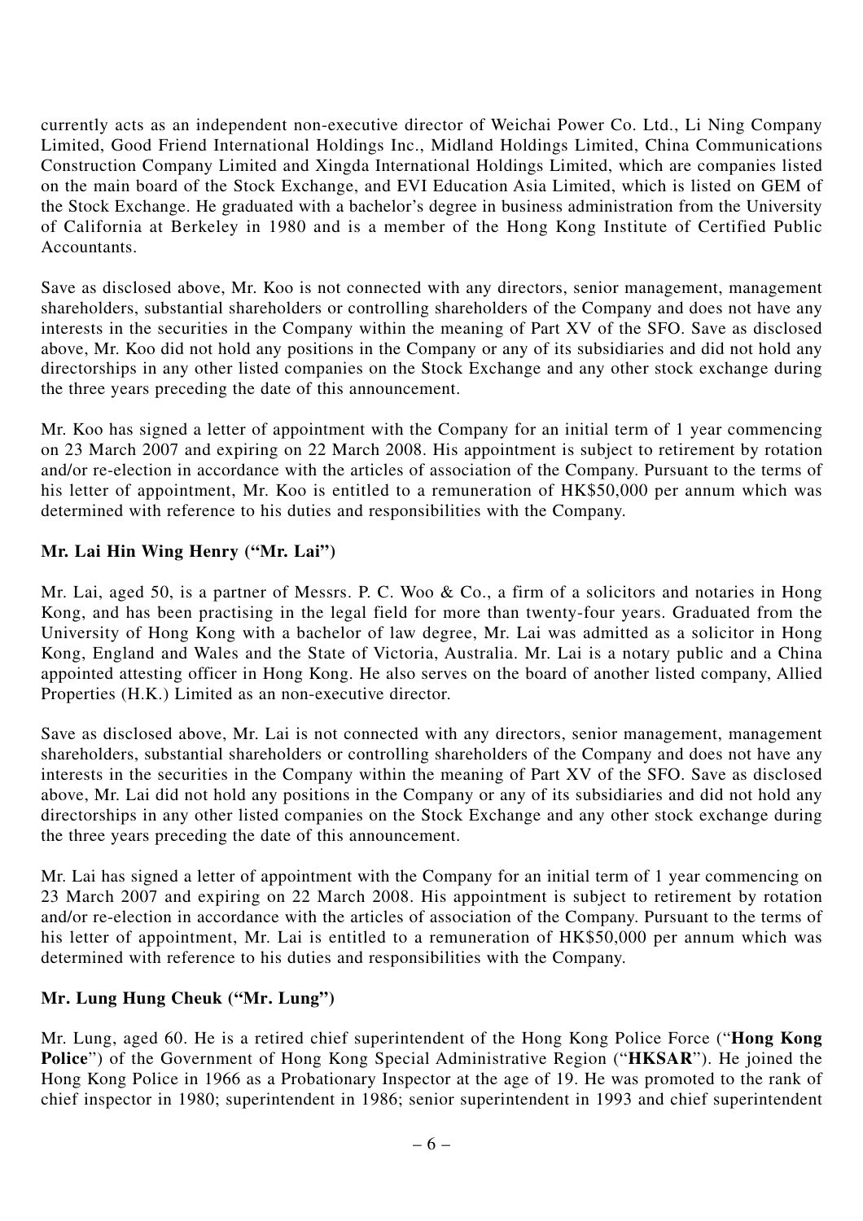currently acts as an independent non-executive director of Weichai Power Co. Ltd., Li Ning Company Limited, Good Friend International Holdings Inc., Midland Holdings Limited, China Communications Construction Company Limited and Xingda International Holdings Limited, which are companies listed on the main board of the Stock Exchange, and EVI Education Asia Limited, which is listed on GEM of the Stock Exchange. He graduated with a bachelor's degree in business administration from the University of California at Berkeley in 1980 and is a member of the Hong Kong Institute of Certified Public Accountants.

Save as disclosed above, Mr. Koo is not connected with any directors, senior management, management shareholders, substantial shareholders or controlling shareholders of the Company and does not have any interests in the securities in the Company within the meaning of Part XV of the SFO. Save as disclosed above, Mr. Koo did not hold any positions in the Company or any of its subsidiaries and did not hold any directorships in any other listed companies on the Stock Exchange and any other stock exchange during the three years preceding the date of this announcement.

Mr. Koo has signed a letter of appointment with the Company for an initial term of 1 year commencing on 23 March 2007 and expiring on 22 March 2008. His appointment is subject to retirement by rotation and/or re-election in accordance with the articles of association of the Company. Pursuant to the terms of his letter of appointment, Mr. Koo is entitled to a remuneration of HK$50,000 per annum which was determined with reference to his duties and responsibilities with the Company.

**Mr. Lai Hin Wing Henry ("Mr. Lai")**

Mr. Lai, aged 50, is a partner of Messrs. P. C. Woo & Co., a firm of a solicitors and notaries in Hong Kong, and has been practising in the legal field for more than twenty-four years. Graduated from the University of Hong Kong with a bachelor of law degree, Mr. Lai was admitted as a solicitor in Hong Kong, England and Wales and the State of Victoria, Australia. Mr. Lai is a notary public and a China appointed attesting officer in Hong Kong. He also serves on the board of another listed company, Allied Properties (H.K.) Limited as an non-executive director.

Save as disclosed above, Mr. Lai is not connected with any directors, senior management, management shareholders, substantial shareholders or controlling shareholders of the Company and does not have any interests in the securities in the Company within the meaning of Part XV of the SFO. Save as disclosed above, Mr. Lai did not hold any positions in the Company or any of its subsidiaries and did not hold any directorships in any other listed companies on the Stock Exchange and any other stock exchange during the three years preceding the date of this announcement.

Mr. Lai has signed a letter of appointment with the Company for an initial term of 1 year commencing on 23 March 2007 and expiring on 22 March 2008. His appointment is subject to retirement by rotation and/or re-election in accordance with the articles of association of the Company. Pursuant to the terms of his letter of appointment, Mr. Lai is entitled to a remuneration of HK$50,000 per annum which was determined with reference to his duties and responsibilities with the Company.

**Mr. Lung Hung Cheuk ("Mr. Lung")**

Mr. Lung, aged 60. He is a retired chief superintendent of the Hong Kong Police Force ("**Hong Kong Police**") of the Government of Hong Kong Special Administrative Region ("**HKSAR**"). He joined the Hong Kong Police in 1966 as a Probationary Inspector at the age of 19. He was promoted to the rank of chief inspector in 1980; superintendent in 1986; senior superintendent in 1993 and chief superintendent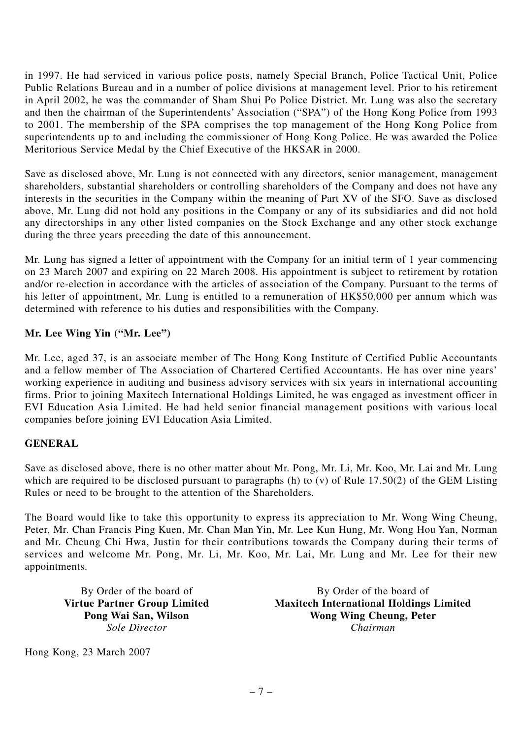in 1997. He had serviced in various police posts, namely Special Branch, Police Tactical Unit, Police Public Relations Bureau and in a number of police divisions at management level. Prior to his retirement in April 2002, he was the commander of Sham Shui Po Police District. Mr. Lung was also the secretary and then the chairman of the Superintendents' Association ("SPA") of the Hong Kong Police from 1993 to 2001. The membership of the SPA comprises the top management of the Hong Kong Police from superintendents up to and including the commissioner of Hong Kong Police. He was awarded the Police Meritorious Service Medal by the Chief Executive of the HKSAR in 2000.

Save as disclosed above, Mr. Lung is not connected with any directors, senior management, management shareholders, substantial shareholders or controlling shareholders of the Company and does not have any interests in the securities in the Company within the meaning of Part XV of the SFO. Save as disclosed above, Mr. Lung did not hold any positions in the Company or any of its subsidiaries and did not hold any directorships in any other listed companies on the Stock Exchange and any other stock exchange during the three years preceding the date of this announcement.

Mr. Lung has signed a letter of appointment with the Company for an initial term of 1 year commencing on 23 March 2007 and expiring on 22 March 2008. His appointment is subject to retirement by rotation and/or re-election in accordance with the articles of association of the Company. Pursuant to the terms of his letter of appointment, Mr. Lung is entitled to a remuneration of HK$50,000 per annum which was determined with reference to his duties and responsibilities with the Company.

**Mr. Lee Wing Yin ("Mr. Lee")**

Mr. Lee, aged 37, is an associate member of The Hong Kong Institute of Certified Public Accountants and a fellow member of The Association of Chartered Certified Accountants. He has over nine years' working experience in auditing and business advisory services with six years in international accounting firms. Prior to joining Maxitech International Holdings Limited, he was engaged as investment officer in EVI Education Asia Limited. He had held senior financial management positions with various local companies before joining EVI Education Asia Limited.

## GENERAL

Save as disclosed above, there is no other matter about Mr. Pong, Mr. Li, Mr. Koo, Mr. Lai and Mr. Lung which are required to be disclosed pursuant to paragraphs (h) to (v) of Rule 17.50(2) of the GEM Listing Rules or need to be brought to the attention of the Shareholders.

The Board would like to take this opportunity to express its appreciation to Mr. Wong Wing Cheung, Peter, Mr. Chan Francis Ping Kuen, Mr. Chan Man Yin, Mr. Lee Kun Hung, Mr. Wong Hou Yan, Norman and Mr. Cheung Chi Hwa, Justin for their contributions towards the Company during their terms of services and welcome Mr. Pong, Mr. Li, Mr. Koo, Mr. Lai, Mr. Lung and Mr. Lee for their new appointments.

By Order of the board of
**Virtue Partner Group Limited**
**Pong Wai San, Wilson**
*Sole Director*

By Order of the board of
**Maxitech International Holdings Limited**
**Wong Wing Cheung, Peter**
*Chairman*

Hong Kong, 23 March 2007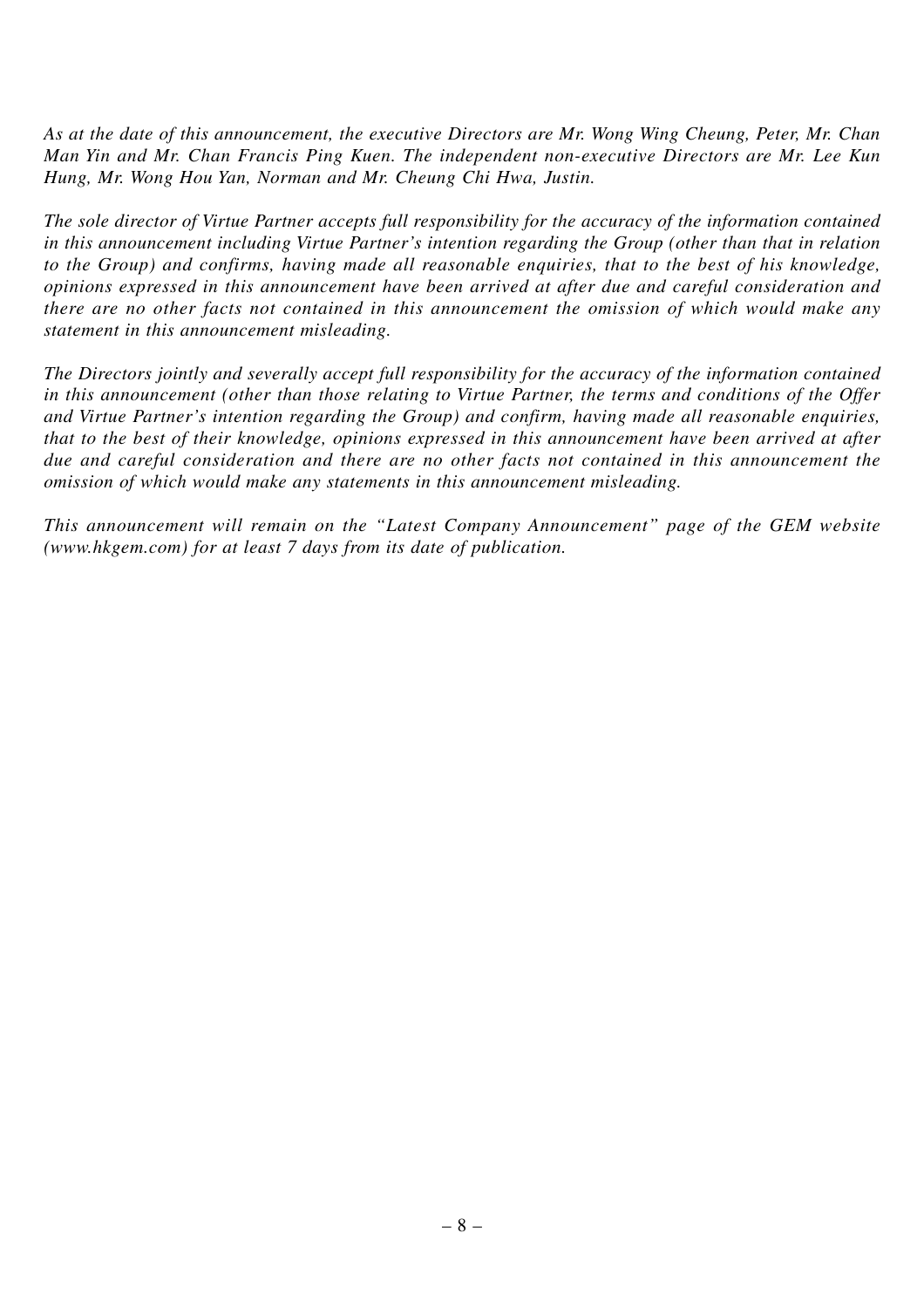*As at the date of this announcement, the executive Directors are Mr. Wong Wing Cheung, Peter, Mr. Chan Man Yin and Mr. Chan Francis Ping Kuen. The independent non-executive Directors are Mr. Lee Kun Hung, Mr. Wong Hou Yan, Norman and Mr. Cheung Chi Hwa, Justin.*

*The sole director of Virtue Partner accepts full responsibility for the accuracy of the information contained in this announcement including Virtue Partner's intention regarding the Group (other than that in relation to the Group) and confirms, having made all reasonable enquiries, that to the best of his knowledge, opinions expressed in this announcement have been arrived at after due and careful consideration and there are no other facts not contained in this announcement the omission of which would make any statement in this announcement misleading.*

*The Directors jointly and severally accept full responsibility for the accuracy of the information contained in this announcement (other than those relating to Virtue Partner, the terms and conditions of the Offer and Virtue Partner's intention regarding the Group) and confirm, having made all reasonable enquiries, that to the best of their knowledge, opinions expressed in this announcement have been arrived at after due and careful consideration and there are no other facts not contained in this announcement the omission of which would make any statements in this announcement misleading.*

*This announcement will remain on the "Latest Company Announcement" page of the GEM website (www.hkgem.com) for at least 7 days from its date of publication.*